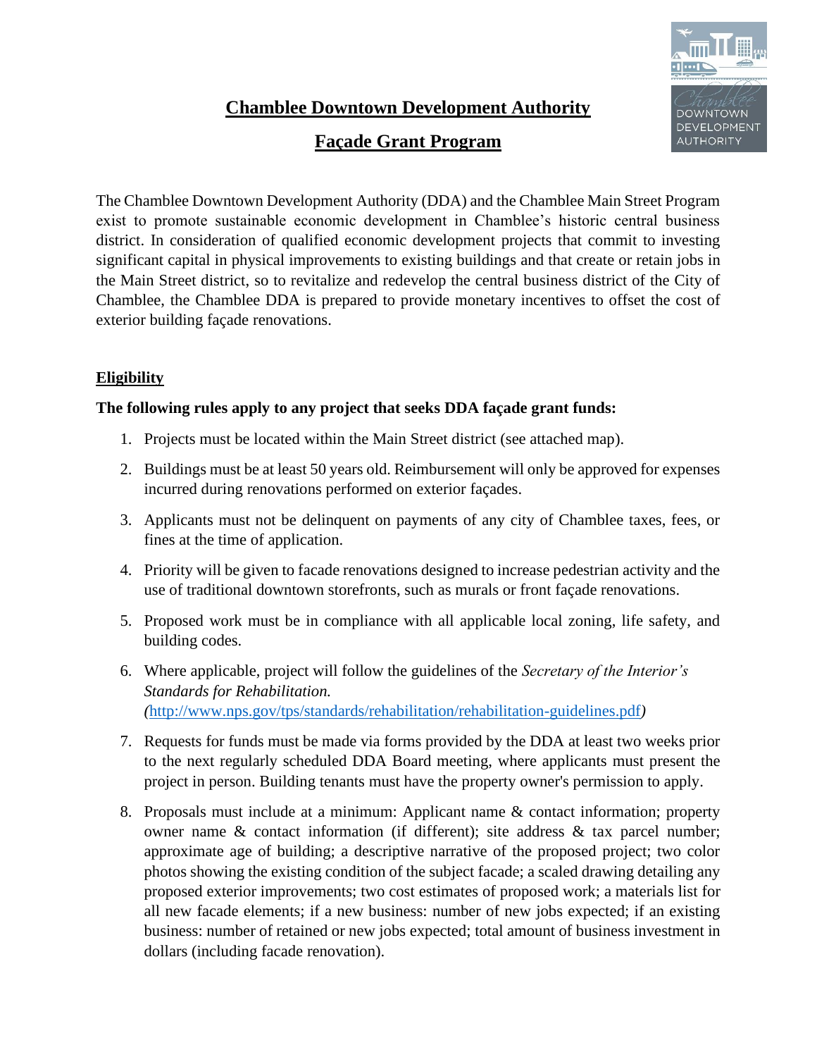# Chamblee Downtown Development Authority

## Façade Grant Program

The Chamblee Downtown Development Authority (DDA) and the Chamblee Main Street Program exist to promote sustainable economic development in Chamblee's historic central business district. In consideration of qualified economic development projects that commit to investing significant capital in physical improvements to existing buildings and that create or retain jobs in the Main Street district, so to revitalize and redevelop the central business district of the City of Chamblee, the Chamblee DDA is prepared to provide monetary incentives to offset the cost of exterior building façade renovations.

### Eligibility

**The following rules apply to any project that seeks DDA façade grant funds:**

1. Projects must be located within the Main Street district (see attached map).
2. Buildings must be at least 50 years old. Reimbursement will only be approved for expenses incurred during renovations performed on exterior façades.
3. Applicants must not be delinquent on payments of any city of Chamblee taxes, fees, or fines at the time of application.
4. Priority will be given to facade renovations designed to increase pedestrian activity and the use of traditional downtown storefronts, such as murals or front façade renovations.
5. Proposed work must be in compliance with all applicable local zoning, life safety, and building codes.
6. Where applicable, project will follow the guidelines of the *Secretary of the Interior's Standards for Rehabilitation.* *(*http://www.nps.gov/tps/standards/rehabilitation/rehabilitation-guidelines.pdf*)*
7. Requests for funds must be made via forms provided by the DDA at least two weeks prior to the next regularly scheduled DDA Board meeting, where applicants must present the project in person. Building tenants must have the property owner's permission to apply.
8. Proposals must include at a minimum: Applicant name & contact information; property owner name & contact information (if different); site address & tax parcel number; approximate age of building; a descriptive narrative of the proposed project; two color photos showing the existing condition of the subject facade; a scaled drawing detailing any proposed exterior improvements; two cost estimates of proposed work; a materials list for all new facade elements; if a new business: number of new jobs expected; if an existing business: number of retained or new jobs expected; total amount of business investment in dollars (including facade renovation).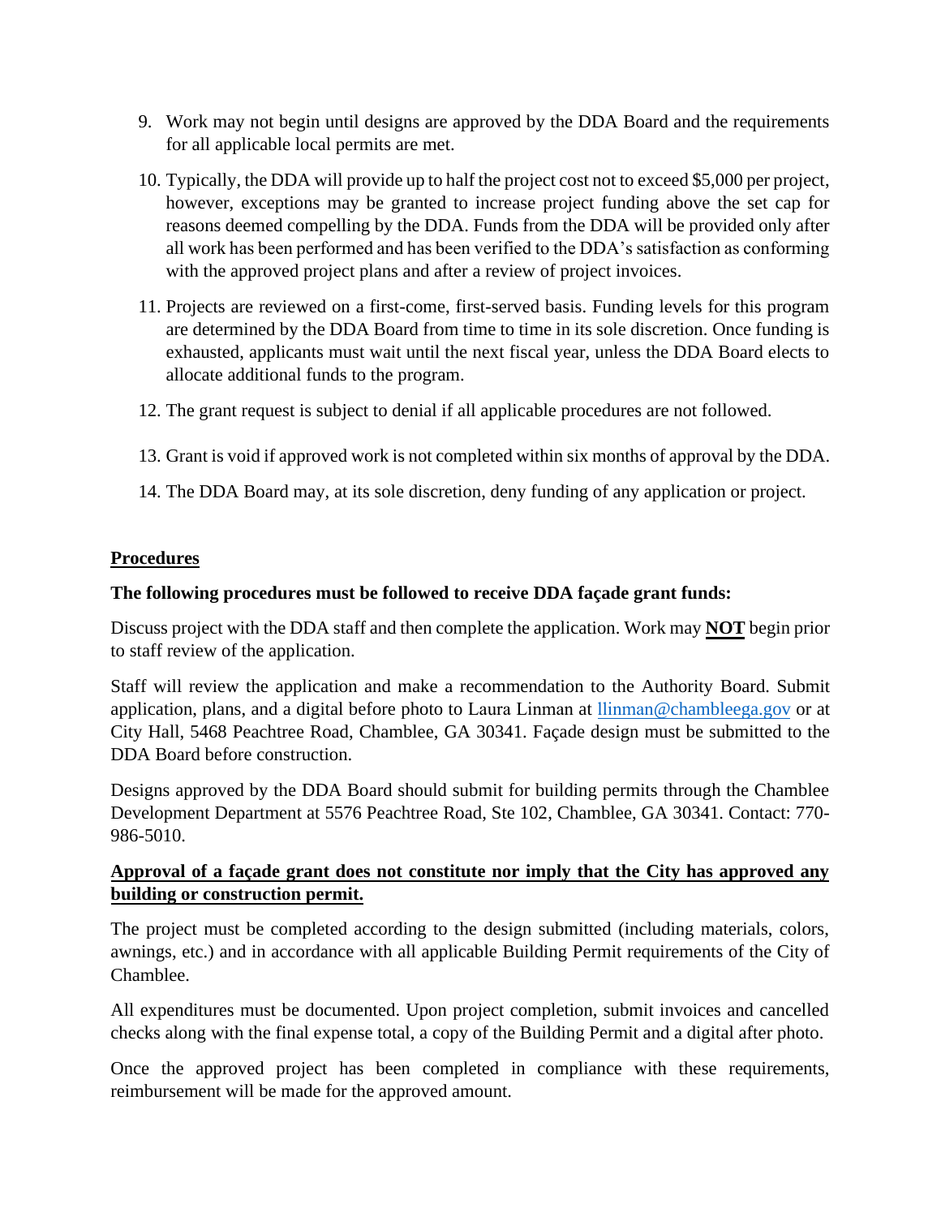9. Work may not begin until designs are approved by the DDA Board and the requirements for all applicable local permits are met.
10. Typically, the DDA will provide up to half the project cost not to exceed $5,000 per project, however, exceptions may be granted to increase project funding above the set cap for reasons deemed compelling by the DDA. Funds from the DDA will be provided only after all work has been performed and has been verified to the DDA's satisfaction as conforming with the approved project plans and after a review of project invoices.
11. Projects are reviewed on a first-come, first-served basis. Funding levels for this program are determined by the DDA Board from time to time in its sole discretion. Once funding is exhausted, applicants must wait until the next fiscal year, unless the DDA Board elects to allocate additional funds to the program.
12. The grant request is subject to denial if all applicable procedures are not followed.
13. Grant is void if approved work is not completed within six months of approval by the DDA.
14. The DDA Board may, at its sole discretion, deny funding of any application or project.

## Procedures

**The following procedures must be followed to receive DDA façade grant funds:**

Discuss project with the DDA staff and then complete the application. Work may **NOT** begin prior to staff review of the application.

Staff will review the application and make a recommendation to the Authority Board. Submit application, plans, and a digital before photo to Laura Linman at llinman@chambleega.gov or at City Hall, 5468 Peachtree Road, Chamblee, GA 30341. Façade design must be submitted to the DDA Board before construction.

Designs approved by the DDA Board should submit for building permits through the Chamblee Development Department at 5576 Peachtree Road, Ste 102, Chamblee, GA 30341. Contact: 770-986-5010.

**Approval of a façade grant does not constitute nor imply that the City has approved any building or construction permit.**

The project must be completed according to the design submitted (including materials, colors, awnings, etc.) and in accordance with all applicable Building Permit requirements of the City of Chamblee.

All expenditures must be documented. Upon project completion, submit invoices and cancelled checks along with the final expense total, a copy of the Building Permit and a digital after photo.

Once the approved project has been completed in compliance with these requirements, reimbursement will be made for the approved amount.